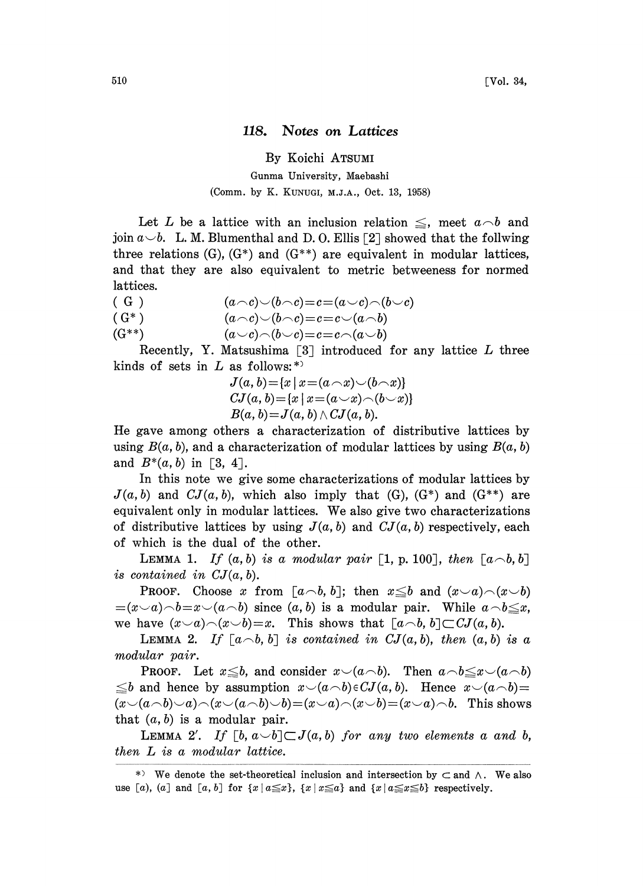# 118. Notes on Lattices

By Koichi ATSUMI

Gunma University, Maebashi

(Comm. by K. KUNUGI, M.J.A., Oct. 13, 1958)

Let $L$ be a lattice with an inclusion relation $\leqq$, meet $a \frown b$ and join $a \smile b$. L. M. Blumenthal and D. O. Ellis [2] showed that the follwing three relations (G), (G*) and (G**) are equivalent in modular lattices, and that they are also equivalent to metric betweeness for normed lattices.

(G) $\qquad (a \frown c) \smile (b \frown c) = c = (a \smile c) \frown (b \smile c)$

(G*) $\qquad (a \frown c) \smile (b \frown c) = c = c \smile (a \frown b)$

(G**) $\qquad (a \smile c) \frown (b \smile c) = c = c \frown (a \smile b)$

Recently, Y. Matsushima [3] introduced for any lattice $L$ three kinds of sets in $L$ as follows:*)

$$J(a, b) = \{x \mid x = (a \frown x) \smile (b \frown x)\}$$
$$CJ(a, b) = \{x \mid x = (a \smile x) \frown (b \smile x)\}$$
$$B(a, b) = J(a, b) \wedge CJ(a, b).$$

He gave among others a characterization of distributive lattices by using $B(a, b)$, and a characterization of modular lattices by using $B(a, b)$ and $B^*(a, b)$ in [3, 4].

In this note we give some characterizations of modular lattices by $J(a, b)$ and $CJ(a, b)$, which also imply that (G), (G*) and (G**) are equivalent only in modular lattices. We also give two characterizations of distributive lattices by using $J(a, b)$ and $CJ(a, b)$ respectively, each of which is the dual of the other.

LEMMA 1. *If $(a, b)$ is a modular pair [1, p. 100], then $[a \frown b, b]$ is contained in $CJ(a, b)$.*

PROOF. Choose $x$ from $[a \frown b, b]$; then $x \leqq b$ and $(x \smile a) \frown (x \smile b) = (x \smile a) \frown b = x \smile (a \frown b)$ since $(a, b)$ is a modular pair. While $a \frown b \leqq x$, we have $(x \smile a) \frown (x \smile b) = x$. This shows that $[a \frown b, b] \subset CJ(a, b)$.

LEMMA 2. *If $[a \frown b, b]$ is contained in $CJ(a, b)$, then $(a, b)$ is a modular pair.*

PROOF. Let $x \leqq b$, and consider $x \smile (a \frown b)$. Then $a \frown b \leqq x \smile (a \frown b) \leqq b$ and hence by assumption $x \smile (a \frown b) \in CJ(a, b)$. Hence $x \smile (a \frown b) = (x \smile (a \frown b) \smile a) \frown (x \smile (a \frown b) \smile b) = (x \smile a) \frown (x \smile b) = (x \smile a) \frown b$. This shows that $(a, b)$ is a modular pair.

LEMMA 2'. *If $[b, a \smile b] \subset J(a, b)$ for any two elements $a$ and $b$, then $L$ is a modular lattice.*

---

*) We denote the set-theoretical inclusion and intersection by $\subset$ and $\wedge$. We also use $[a)$, $(a]$ and $[a, b]$ for $\{x \mid a \leqq x\}$, $\{x \mid x \leqq a\}$ and $\{x \mid a \leqq x \leqq b\}$ respectively.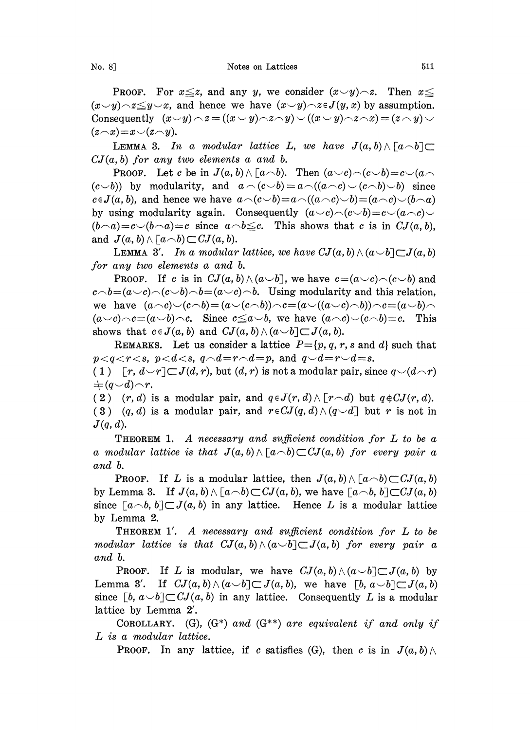**Proof.** For $x \leqq z$, and any $y$, we consider $(x \smile y) \frown z$. Then $x \leqq (x \smile y) \frown z \leqq y \smile x$, and hence we have $(x \smile y) \frown z \in J(y, x)$ by assumption. Consequently $(x \smile y) \frown z = ((x \smile y) \frown z \frown y) \smile ((x \smile y) \frown z \frown x) = (z \frown y) \smile (z \frown x) = x \smile (z \frown y)$.

**Lemma 3.** *In a modular lattice $L$, we have $J(a, b) \wedge [a \frown b] \subset CJ(a, b)$ for any two elements $a$ and $b$.*

**Proof.** Let $c$ be in $J(a, b) \wedge [a \frown b)$. Then $(a \smile c) \frown (c \smile b) = c \smile (a \frown (c \smile b))$ by modularity, and $a \frown (c \smile b) = a \frown ((a \frown c) \smile (c \frown b) \smile b)$ since $c \in J(a, b)$, and hence we have $a \frown (c \smile b) = a \frown ((a \frown c) \smile b) = (a \frown c) \smile (b \frown a)$ by using modularity again. Consequently $(a \smile c) \frown (c \smile b) = c \smile (a \frown c) \smile (b \frown a) = c \smile (b \frown a) = c$ since $a \frown b \leqq c$. This shows that $c$ is in $CJ(a, b)$, and $J(a, b) \wedge [a \frown b) \subset CJ(a, b)$.

**Lemma 3′.** *In a modular lattice, we have $CJ(a, b) \wedge (a \smile b] \subset J(a, b)$ for any two elements $a$ and $b$.*

**Proof.** If $c$ is in $CJ(a, b) \wedge (a \smile b]$, we have $c = (a \smile c) \frown (c \smile b)$ and $c \frown b = (a \smile c) \frown (c \smile b) \frown b = (a \smile c) \frown b$. Using modularity and this relation, we have $(a \frown c) \smile (c \frown b) = (a \smile (c \frown b)) \frown c = (a \smile ((a \smile c) \frown b)) \frown c = (a \smile b) \frown (a \smile c) \frown c = (a \smile b) \frown c$. Since $c \leqq a \smile b$, we have $(a \frown c) \smile (c \frown b) = c$. This shows that $c \in J(a, b)$ and $CJ(a, b) \wedge (a \smile b] \subset J(a, b)$.

**Remarks.** Let us consider a lattice $P = \{p, q, r, s \text{ and } d\}$ such that $p < q < r < s$, $p < d < s$, $q \frown d = r \frown d = p$, and $q \smile d = r \smile d = s$.

(1) $[r, d \smile r] \subset J(d, r)$, but $(d, r)$ is not a modular pair, since $q \smile (d \frown r) \neq (q \smile d) \frown r$.

(2) $(r, d)$ is a modular pair, and $q \in J(r, d) \wedge [r \frown d)$ but $q \notin CJ(r, d)$.

(3) $(q, d)$ is a modular pair, and $r \in CJ(q, d) \wedge (q \smile d]$ but $r$ is not in $J(q, d)$.

**Theorem 1.** *A necessary and sufficient condition for $L$ to be a a modular lattice is that $J(a, b) \wedge [a \frown b) \subset CJ(a, b)$ for every pair $a$ and $b$.*

**Proof.** If $L$ is a modular lattice, then $J(a, b) \wedge [a \frown b) \subset CJ(a, b)$ by Lemma 3. If $J(a, b) \wedge [a \frown b) \subset CJ(a, b)$, we have $[a \frown b, b] \subset CJ(a, b)$ since $[a \frown b, b] \subset J(a, b)$ in any lattice. Hence $L$ is a modular lattice by Lemma 2.

**Theorem 1′.** *A necessary and sufficient condition for $L$ to be modular lattice is that $CJ(a, b) \wedge (a \smile b] \subset J(a, b)$ for every pair $a$ and $b$.*

**Proof.** If $L$ is modular, we have $CJ(a, b) \wedge (a \smile b] \subset J(a, b)$ by Lemma 3′. If $CJ(a, b) \wedge (a \smile b] \subset J(a, b)$, we have $[b, a \smile b] \subset J(a, b)$ since $[b, a \smile b] \subset CJ(a, b)$ in any lattice. Consequently $L$ is a modular lattice by Lemma 2′.

**Corollary.** (G), (G\*) *and* (G\*\*) *are equivalent if and only if $L$ is a modular lattice.*

**Proof.** In any lattice, if $c$ satisfies (G), then $c$ is in $J(a, b) \wedge$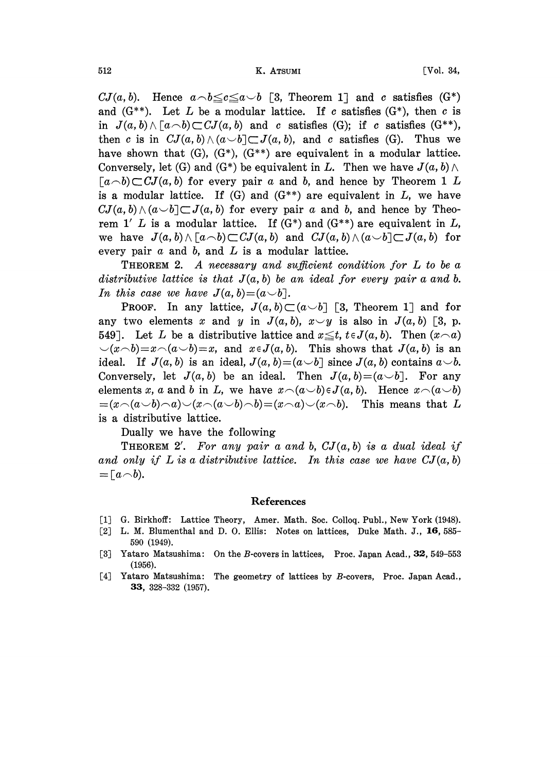$CJ(a, b)$. Hence $a \frown b \leqq c \leqq a \smile b$ [3, Theorem 1] and $c$ satisfies (G\*) and (G\*\*). Let $L$ be a modular lattice. If $c$ satisfies (G\*), then $c$ is in $J(a, b) \wedge [a \frown b) \subset CJ(a, b)$ and $c$ satisfies (G); if $c$ satisfies (G\*\*), then $c$ is in $CJ(a, b) \wedge (a \smile b] \subset J(a, b)$, and $c$ satisfies (G). Thus we have shown that (G), (G\*), (G\*\*) are equivalent in a modular lattice. Conversely, let (G) and (G\*) be equivalent in $L$. Then we have $J(a, b) \wedge [a \frown b) \subset CJ(a, b)$ for every pair $a$ and $b$, and hence by Theorem 1 $L$ is a modular lattice. If (G) and (G\*\*) are equivalent in $L$, we have $CJ(a, b) \wedge (a \smile b] \subset J(a, b)$ for every pair $a$ and $b$, and hence by Theorem 1′ $L$ is a modular lattice. If (G\*) and (G\*\*) are equivalent in $L$, we have $J(a, b) \wedge [a \frown b) \subset CJ(a, b)$ and $CJ(a, b) \wedge (a \smile b] \subset J(a, b)$ for every pair $a$ and $b$, and $L$ is a modular lattice.

THEOREM 2. *A necessary and sufficient condition for $L$ to be a distributive lattice is that $J(a, b)$ be an ideal for every pair $a$ and $b$. In this case we have $J(a, b) = (a \smile b]$.*

PROOF. In any lattice, $J(a, b) \subset (a \smile b]$ [3, Theorem 1] and for any two elements $x$ and $y$ in $J(a, b)$, $x \smile y$ is also in $J(a, b)$ [3, p. 549]. Let $L$ be a distributive lattice and $x \leqq t$, $t \in J(a, b)$. Then $(x \frown a) \smile (x \frown b) = x \frown (a \smile b) = x$, and $x \in J(a, b)$. This shows that $J(a, b)$ is an ideal. If $J(a, b)$ is an ideal, $J(a, b) = (a \smile b]$ since $J(a, b)$ contains $a \smile b$. Conversely, let $J(a, b)$ be an ideal. Then $J(a, b) = (a \smile b]$. For any elements $x$, $a$ and $b$ in $L$, we have $x \frown (a \smile b) \in J(a, b)$. Hence $x \frown (a \smile b) = (x \frown (a \smile b) \frown a) \smile (x \frown (a \smile b) \frown b) = (x \frown a) \smile (x \frown b)$. This means that $L$ is a distributive lattice.

Dually we have the following

THEOREM 2′. *For any pair $a$ and $b$, $CJ(a, b)$ is a dual ideal if and only if $L$ is a distributive lattice. In this case we have $CJ(a, b) = [a \frown b)$.*

## References

[1] G. Birkhoff: Lattice Theory, Amer. Math. Soc. Colloq. Publ., New York (1948).

[2] L. M. Blumenthal and D. O. Ellis: Notes on lattices, Duke Math. J., **16**, 585–590 (1949).

[3] Yataro Matsushima: On the $B$-covers in lattices, Proc. Japan Acad., **32**, 549–553 (1956).

[4] Yataro Matsushima: The geometry of lattices by $B$-covers, Proc. Japan Acad., **33**, 328–332 (1957).